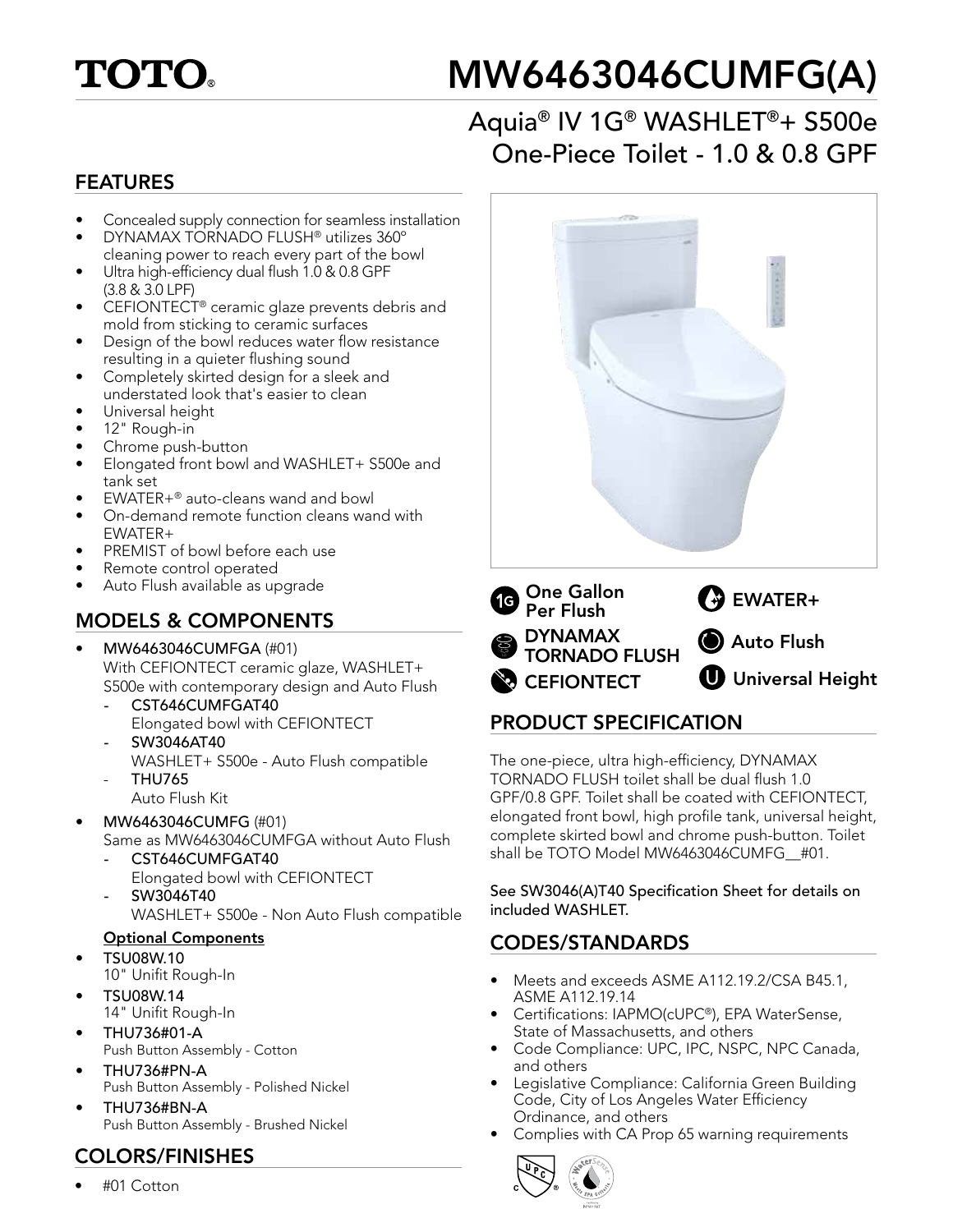TOTO®

# MW6463046CUMFG(A)

## Aquia® IV 1G® WASHLET®+ S500e One-Piece Toilet - 1.0 & 0.8 GPF

## FEATURES

- Concealed supply connection for seamless installation
- DYNAMAX TORNADO FLUSH® utilizes 360º cleaning power to reach every part of the bowl
- Ultra high-efficiency dual flush 1.0 & 0.8 GPF (3.8 & 3.0 LPF)
- CEFIONTECT® ceramic glaze prevents debris and mold from sticking to ceramic surfaces
- Design of the bowl reduces water flow resistance resulting in a quieter flushing sound
- Completely skirted design for a sleek and understated look that's easier to clean
- Universal height
- 12" Rough-in
- Chrome push-button
- Elongated front bowl and WASHLET+ S500e and tank set
- EWATER+® auto-cleans wand and bowl
- On-demand remote function cleans wand with EWATER+
- PREMIST of bowl before each use
- Remote control operated
- Auto Flush available as upgrade

## MODELS & COMPONENTS

- **MW6463046CUMFGA** (#01)
  With CEFIONTECT ceramic glaze, WASHLET+ S500e with contemporary design and Auto Flush
  - **CST646CUMFGAT40**
    Elongated bowl with CEFIONTECT
  - **SW3046AT40**
    WASHLET+ S500e - Auto Flush compatible
  - **THU765**
    Auto Flush Kit
- **MW6463046CUMFG** (#01)
  Same as MW6463046CUMFGA without Auto Flush
  - **CST646CUMFGAT40**
    Elongated bowl with CEFIONTECT
  - **SW3046T40**
    WASHLET+ S500e - Non Auto Flush compatible

**Optional Components**

- **TSU08W.10**
  10" Unifit Rough-In
- **TSU08W.14**
  14" Unifit Rough-In
- **THU736#01-A**
  Push Button Assembly - Cotton
- **THU736#PN-A**
  Push Button Assembly - Polished Nickel
- **THU736#BN-A**
  Push Button Assembly - Brushed Nickel

## COLORS/FINISHES

- #01 Cotton

1G One Gallon Per Flush
DYNAMAX TORNADO FLUSH
CEFIONTECT
EWATER+
Auto Flush
Universal Height

## PRODUCT SPECIFICATION

The one-piece, ultra high-efficiency, DYNAMAX TORNADO FLUSH toilet shall be dual flush 1.0 GPF/0.8 GPF. Toilet shall be coated with CEFIONTECT, elongated front bowl, high profile tank, universal height, complete skirted bowl and chrome push-button. Toilet shall be TOTO Model MW6463046CUMFG__#01.

See SW3046(A)T40 Specification Sheet for details on included WASHLET.

## CODES/STANDARDS

- Meets and exceeds ASME A112.19.2/CSA B45.1, ASME A112.19.14
- Certifications: IAPMO(cUPC®), EPA WaterSense, State of Massachusetts, and others
- Code Compliance: UPC, IPC, NSPC, NPC Canada, and others
- Legislative Compliance: California Green Building Code, City of Los Angeles Water Efficiency Ordinance, and others
- Complies with CA Prop 65 warning requirements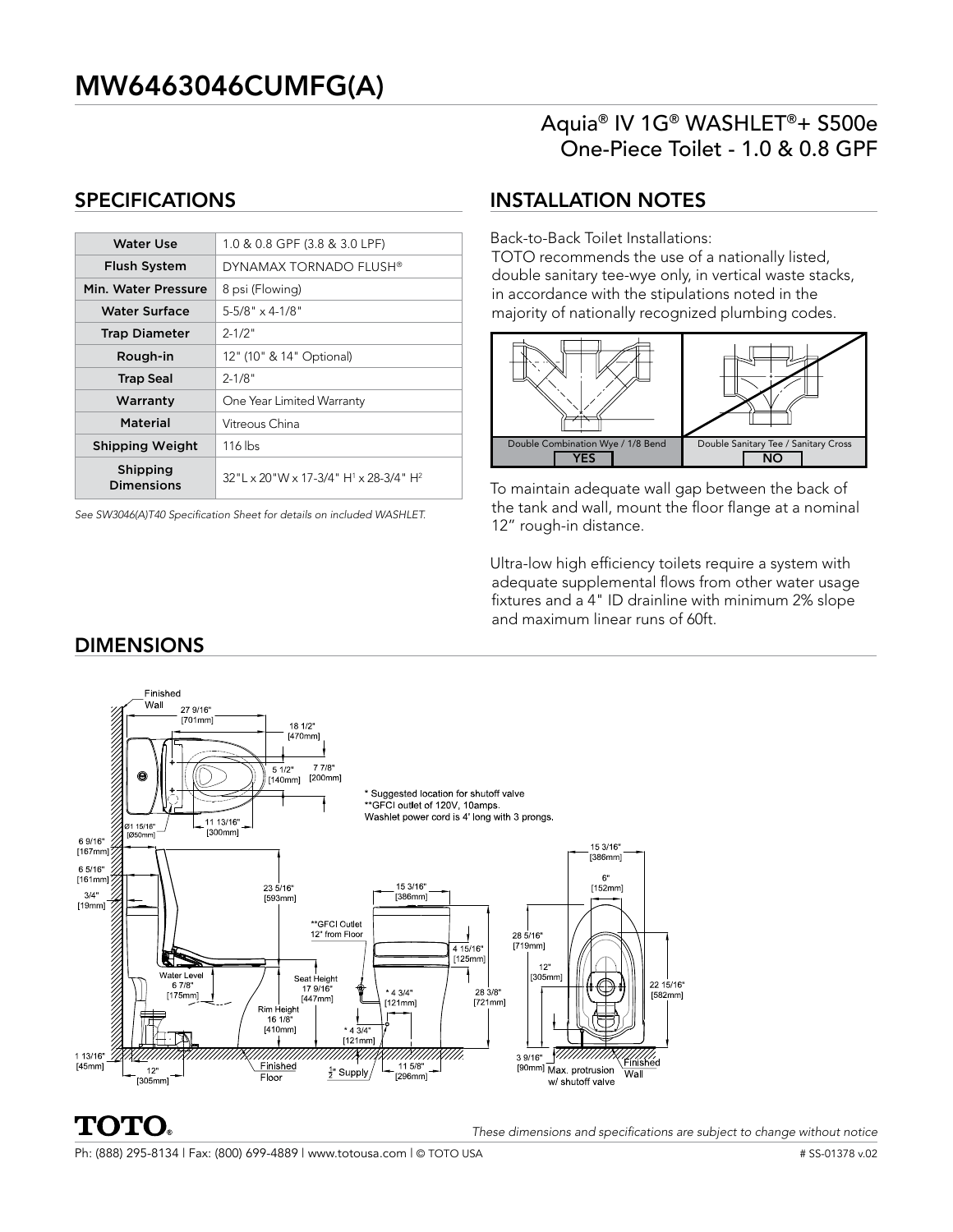# MW6463046CUMFG(A)

Aquia® IV 1G® WASHLET®+ S500e
One-Piece Toilet - 1.0 & 0.8 GPF

## SPECIFICATIONS

| | |
|---|---|
| Water Use | 1.0 & 0.8 GPF (3.8 & 3.0 LPF) |
| Flush System | DYNAMAX TORNADO FLUSH® |
| Min. Water Pressure | 8 psi (Flowing) |
| Water Surface | 5-5/8" x 4-1/8" |
| Trap Diameter | 2-1/2" |
| Rough-in | 12" (10" & 14" Optional) |
| Trap Seal | 2-1/8" |
| Warranty | One Year Limited Warranty |
| Material | Vitreous China |
| Shipping Weight | 116 lbs |
| Shipping Dimensions | 32"L x 20"W x 17-3/4" H[1] x 28-3/4" H[2] |

*See SW3046(A)T40 Specification Sheet for details on included WASHLET.*

## INSTALLATION NOTES

Back-to-Back Toilet Installations:
TOTO recommends the use of a nationally listed, double sanitary tee-wye only, in vertical waste stacks, in accordance with the stipulations noted in the majority of nationally recognized plumbing codes.

Double Combination Wye / 1/8 Bend
YES

Double Sanitary Tee / Sanitary Cross
NO

To maintain adequate wall gap between the back of the tank and wall, mount the floor flange at a nominal 12" rough-in distance.

Ultra-low high efficiency toilets require a system with adequate supplemental flows from other water usage fixtures and a 4" ID drainline with minimum 2% slope and maximum linear runs of 60ft.

## DIMENSIONS

Finished Wall
27 9/16" [701mm]
18 1/2" [470mm]
5 1/2" [140mm]
7 7/8" [200mm]
Ø1 15/16" [Ø50mm]
11 13/16" [300mm]
6 9/16" [167mm]
6 5/16" [161mm]
3/4" [19mm]

\* Suggested location for shutoff valve
\*\*GFCI outlet of 120V, 10amps.
Washlet power cord is 4' long with 3 prongs.

23 5/16" [593mm]
15 3/16" [386mm]
\*\*GFCI Outlet 12" from Floor
4 15/16" [125mm]
Water Level 6 7/8" [175mm]
Seat Height 17 9/16" [447mm]
Rim Height 16 1/8" [410mm]
\* 4 3/4" [121mm]
\* 4 3/4" [121mm]
28 3/8" [721mm]
1 13/16" [45mm]
12" [305mm]
Finished Floor
1/2" Supply
11 5/8" [296mm]

15 3/16" [386mm]
6" [152mm]
28 5/16" [719mm]
12" [305mm]
22 15/16" [582mm]
3 9/16" [90mm] Max. protrusion w/ shutoff valve
Finished Wall

*These dimensions and specifications are subject to change without notice*

Ph: (888) 295-8134 | Fax: (800) 699-4889 | www.totousa.com | © TOTO USA

# SS-01378 v.02